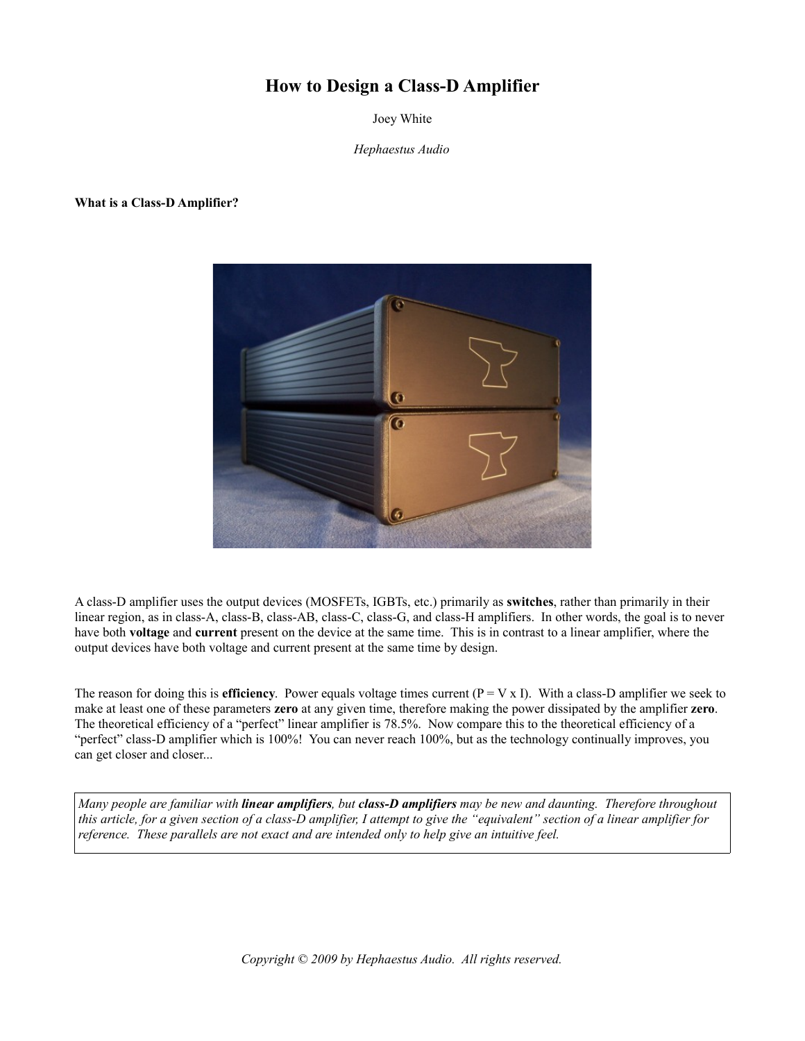# How to Design a Class-D Amplifier

Joey White

*Hephaestus Audio*

**What is a Class-D Amplifier?**

A class-D amplifier uses the output devices (MOSFETs, IGBTs, etc.) primarily as **switches**, rather than primarily in their linear region, as in class-A, class-B, class-AB, class-C, class-G, and class-H amplifiers. In other words, the goal is to never have both **voltage** and **current** present on the device at the same time. This is in contrast to a linear amplifier, where the output devices have both voltage and current present at the same time by design.

The reason for doing this is **efficiency**. Power equals voltage times current ($P = V \times I$). With a class-D amplifier we seek to make at least one of these parameters **zero** at any given time, therefore making the power dissipated by the amplifier **zero**. The theoretical efficiency of a "perfect" linear amplifier is 78.5%. Now compare this to the theoretical efficiency of a "perfect" class-D amplifier which is 100%! You can never reach 100%, but as the technology continually improves, you can get closer and closer...

> *Many people are familiar with **linear amplifiers**, but **class-D amplifiers** may be new and daunting. Therefore throughout this article, for a given section of a class-D amplifier, I attempt to give the "equivalent" section of a linear amplifier for reference. These parallels are not exact and are intended only to help give an intuitive feel.*

*Copyright © 2009 by Hephaestus Audio. All rights reserved.*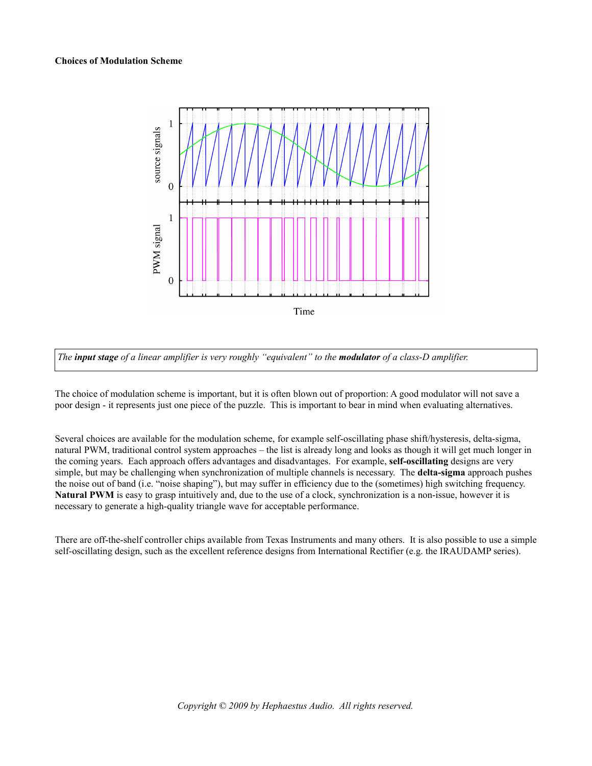**Choices of Modulation Scheme**

*The **input stage** of a linear amplifier is very roughly "equivalent" to the **modulator** of a class-D amplifier.*

The choice of modulation scheme is important, but it is often blown out of proportion: A good modulator will not save a poor design - it represents just one piece of the puzzle. This is important to bear in mind when evaluating alternatives.

Several choices are available for the modulation scheme, for example self-oscillating phase shift/hysteresis, delta-sigma, natural PWM, traditional control system approaches – the list is already long and looks as though it will get much longer in the coming years. Each approach offers advantages and disadvantages. For example, **self-oscillating** designs are very simple, but may be challenging when synchronization of multiple channels is necessary. The **delta-sigma** approach pushes the noise out of band (i.e. "noise shaping"), but may suffer in efficiency due to the (sometimes) high switching frequency. **Natural PWM** is easy to grasp intuitively and, due to the use of a clock, synchronization is a non-issue, however it is necessary to generate a high-quality triangle wave for acceptable performance.

There are off-the-shelf controller chips available from Texas Instruments and many others. It is also possible to use a simple self-oscillating design, such as the excellent reference designs from International Rectifier (e.g. the IRAUDAMP series).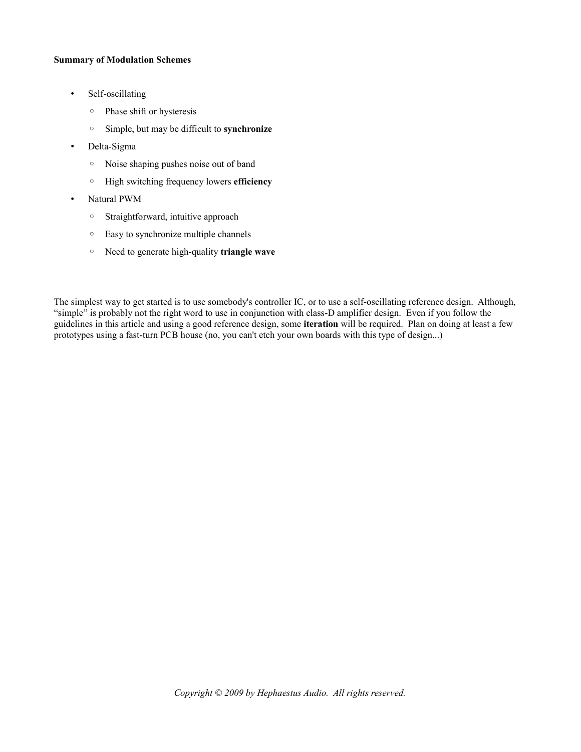**Summary of Modulation Schemes**

- Self-oscillating
  - Phase shift or hysteresis
  - Simple, but may be difficult to **synchronize**
- Delta-Sigma
  - Noise shaping pushes noise out of band
  - High switching frequency lowers **efficiency**
- Natural PWM
  - Straightforward, intuitive approach
  - Easy to synchronize multiple channels
  - Need to generate high-quality **triangle wave**

The simplest way to get started is to use somebody's controller IC, or to use a self-oscillating reference design. Although, "simple" is probably not the right word to use in conjunction with class-D amplifier design. Even if you follow the guidelines in this article and using a good reference design, some **iteration** will be required. Plan on doing at least a few prototypes using a fast-turn PCB house (no, you can't etch your own boards with this type of design...)

*Copyright © 2009 by Hephaestus Audio. All rights reserved.*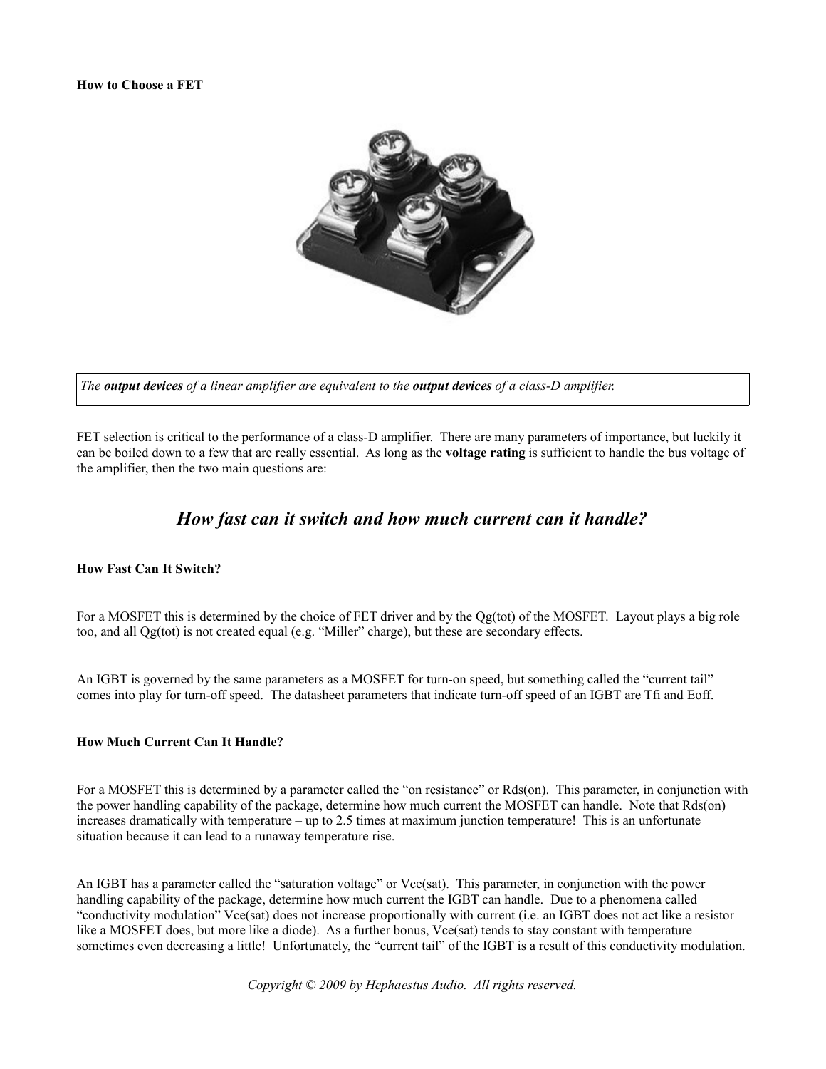**How to Choose a FET**

*The **output devices** of a linear amplifier are equivalent to the **output devices** of a class-D amplifier.*

FET selection is critical to the performance of a class-D amplifier. There are many parameters of importance, but luckily it can be boiled down to a few that are really essential. As long as the **voltage rating** is sufficient to handle the bus voltage of the amplifier, then the two main questions are:

## *How fast can it switch and how much current can it handle?*

**How Fast Can It Switch?**

For a MOSFET this is determined by the choice of FET driver and by the Qg(tot) of the MOSFET. Layout plays a big role too, and all Qg(tot) is not created equal (e.g. "Miller" charge), but these are secondary effects.

An IGBT is governed by the same parameters as a MOSFET for turn-on speed, but something called the "current tail" comes into play for turn-off speed. The datasheet parameters that indicate turn-off speed of an IGBT are Tfi and Eoff.

**How Much Current Can It Handle?**

For a MOSFET this is determined by a parameter called the "on resistance" or Rds(on). This parameter, in conjunction with the power handling capability of the package, determine how much current the MOSFET can handle. Note that Rds(on) increases dramatically with temperature – up to 2.5 times at maximum junction temperature! This is an unfortunate situation because it can lead to a runaway temperature rise.

An IGBT has a parameter called the "saturation voltage" or Vce(sat). This parameter, in conjunction with the power handling capability of the package, determine how much current the IGBT can handle. Due to a phenomena called "conductivity modulation" Vce(sat) does not increase proportionally with current (i.e. an IGBT does not act like a resistor like a MOSFET does, but more like a diode). As a further bonus, Vce(sat) tends to stay constant with temperature – sometimes even decreasing a little! Unfortunately, the "current tail" of the IGBT is a result of this conductivity modulation.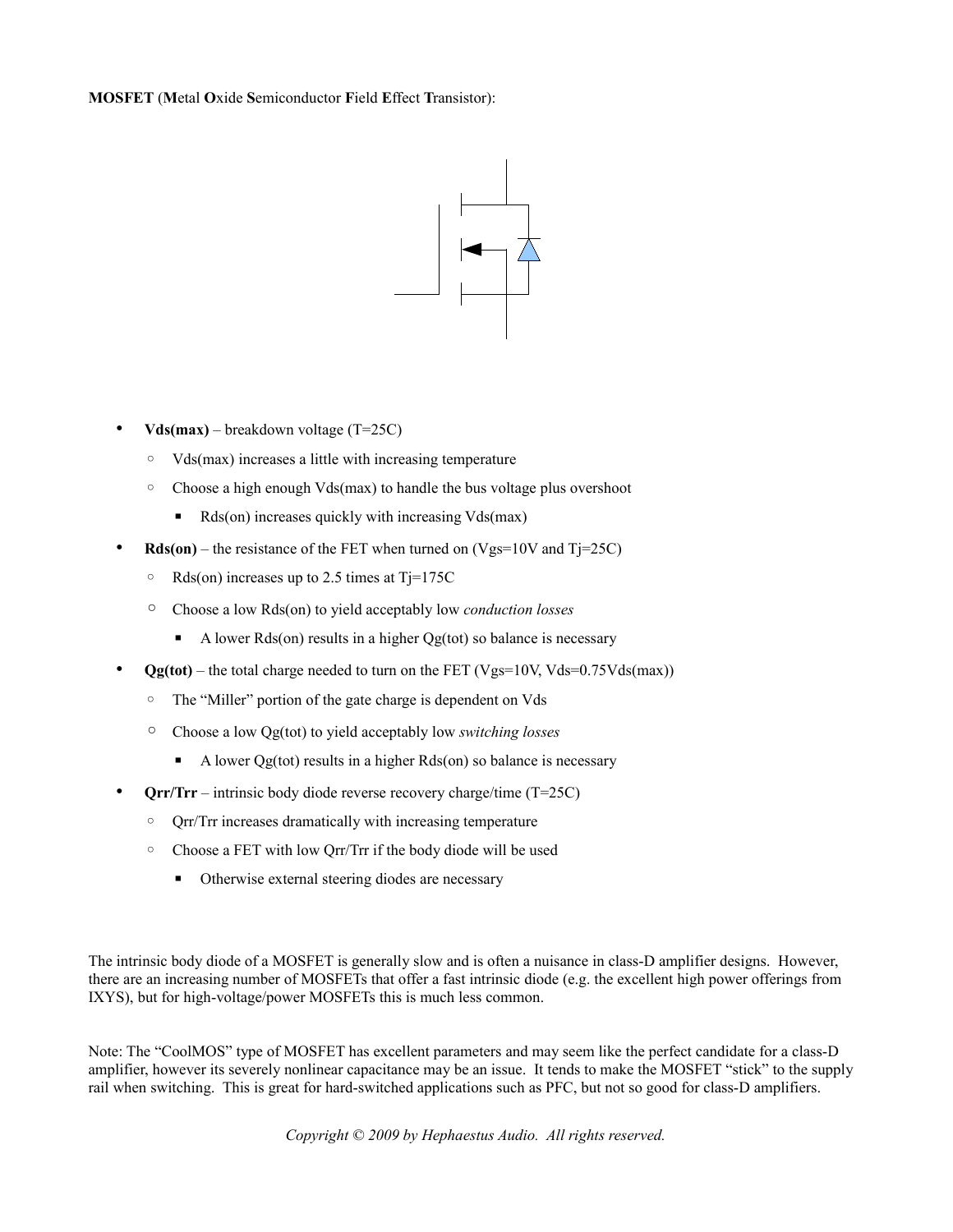**MOSFET** (**M**etal **O**xide **S**emiconductor **F**ield **E**ffect **T**ransistor):

- **Vds(max)** – breakdown voltage (T=25C)
  - Vds(max) increases a little with increasing temperature
  - Choose a high enough Vds(max) to handle the bus voltage plus overshoot
    - Rds(on) increases quickly with increasing Vds(max)
- **Rds(on)** – the resistance of the FET when turned on (Vgs=10V and Tj=25C)
  - Rds(on) increases up to 2.5 times at Tj=175C
  - Choose a low Rds(on) to yield acceptably low *conduction losses*
    - A lower Rds(on) results in a higher Qg(tot) so balance is necessary
- **Qg(tot)** – the total charge needed to turn on the FET (Vgs=10V, Vds=0.75Vds(max))
  - The "Miller" portion of the gate charge is dependent on Vds
  - Choose a low Qg(tot) to yield acceptably low *switching losses*
    - A lower Qg(tot) results in a higher Rds(on) so balance is necessary
- **Qrr/Trr** – intrinsic body diode reverse recovery charge/time (T=25C)
  - Qrr/Trr increases dramatically with increasing temperature
  - Choose a FET with low Qrr/Trr if the body diode will be used
    - Otherwise external steering diodes are necessary

The intrinsic body diode of a MOSFET is generally slow and is often a nuisance in class-D amplifier designs. However, there are an increasing number of MOSFETs that offer a fast intrinsic diode (e.g. the excellent high power offerings from IXYS), but for high-voltage/power MOSFETs this is much less common.

Note: The "CoolMOS" type of MOSFET has excellent parameters and may seem like the perfect candidate for a class-D amplifier, however its severely nonlinear capacitance may be an issue. It tends to make the MOSFET "stick" to the supply rail when switching. This is great for hard-switched applications such as PFC, but not so good for class-D amplifiers.

*Copyright © 2009 by Hephaestus Audio. All rights reserved.*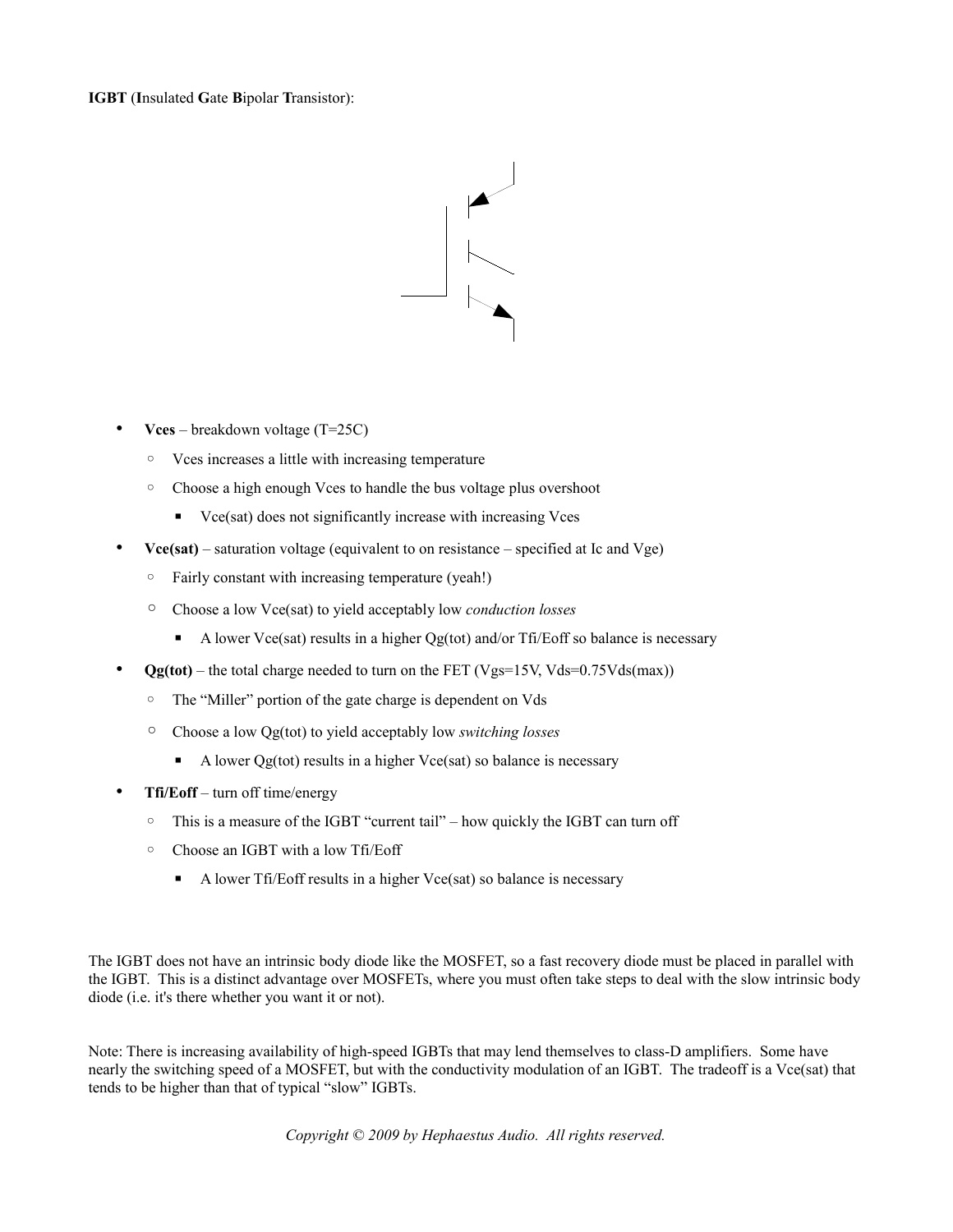**IGBT** (**I**nsulated **G**ate **B**ipolar **T**ransistor):

- **Vces** – breakdown voltage (T=25C)
  - Vces increases a little with increasing temperature
  - Choose a high enough Vces to handle the bus voltage plus overshoot
    - Vce(sat) does not significantly increase with increasing Vces
- **Vce(sat)** – saturation voltage (equivalent to on resistance – specified at Ic and Vge)
  - Fairly constant with increasing temperature (yeah!)
  - Choose a low Vce(sat) to yield acceptably low *conduction losses*
    - A lower Vce(sat) results in a higher Qg(tot) and/or Tfi/Eoff so balance is necessary
- **Qg(tot)** – the total charge needed to turn on the FET (Vgs=15V, Vds=0.75Vds(max))
  - The "Miller" portion of the gate charge is dependent on Vds
  - Choose a low Qg(tot) to yield acceptably low *switching losses*
    - A lower Qg(tot) results in a higher Vce(sat) so balance is necessary
- **Tfi/Eoff** – turn off time/energy
  - This is a measure of the IGBT "current tail" – how quickly the IGBT can turn off
  - Choose an IGBT with a low Tfi/Eoff
    - A lower Tfi/Eoff results in a higher Vce(sat) so balance is necessary

The IGBT does not have an intrinsic body diode like the MOSFET, so a fast recovery diode must be placed in parallel with the IGBT. This is a distinct advantage over MOSFETs, where you must often take steps to deal with the slow intrinsic body diode (i.e. it's there whether you want it or not).

Note: There is increasing availability of high-speed IGBTs that may lend themselves to class-D amplifiers. Some have nearly the switching speed of a MOSFET, but with the conductivity modulation of an IGBT. The tradeoff is a Vce(sat) that tends to be higher than that of typical "slow" IGBTs.

*Copyright © 2009 by Hephaestus Audio. All rights reserved.*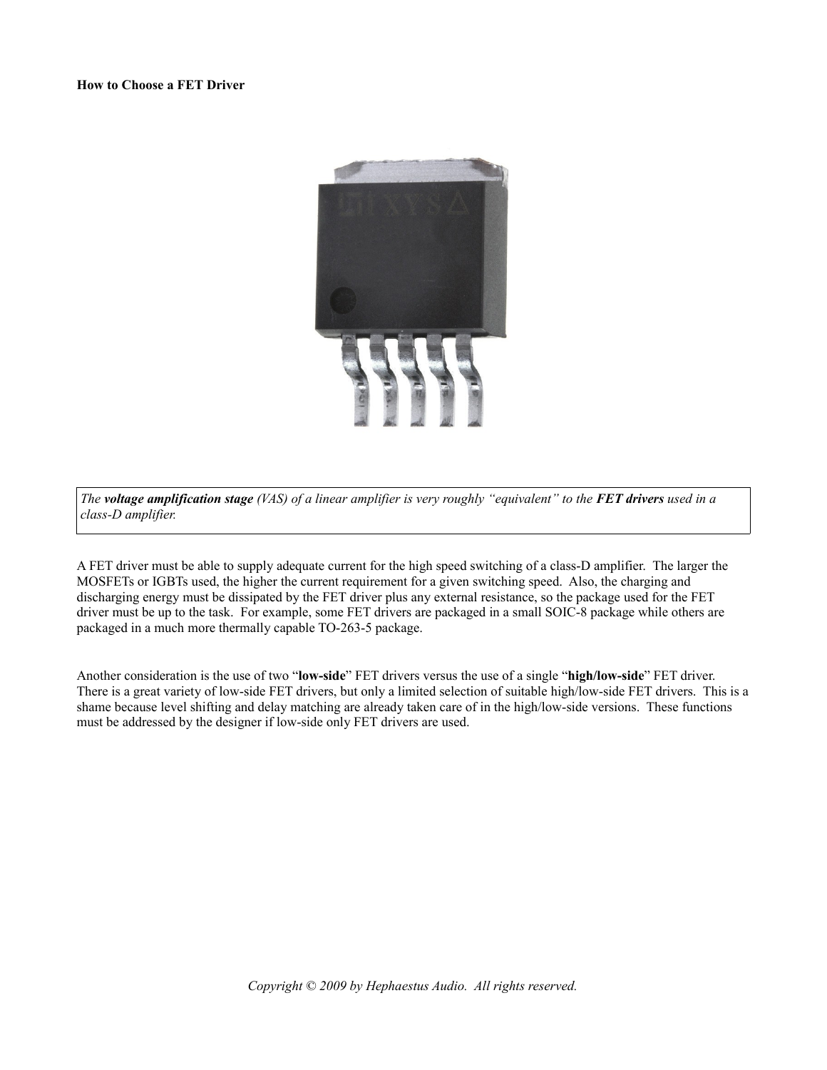**How to Choose a FET Driver**

*The* ***voltage amplification stage*** *(VAS) of a linear amplifier is very roughly "equivalent" to the* ***FET drivers*** *used in a class-D amplifier.*

A FET driver must be able to supply adequate current for the high speed switching of a class-D amplifier. The larger the MOSFETs or IGBTs used, the higher the current requirement for a given switching speed. Also, the charging and discharging energy must be dissipated by the FET driver plus any external resistance, so the package used for the FET driver must be up to the task. For example, some FET drivers are packaged in a small SOIC-8 package while others are packaged in a much more thermally capable TO-263-5 package.

Another consideration is the use of two "**low-side**" FET drivers versus the use of a single "**high/low-side**" FET driver. There is a great variety of low-side FET drivers, but only a limited selection of suitable high/low-side FET drivers. This is a shame because level shifting and delay matching are already taken care of in the high/low-side versions. These functions must be addressed by the designer if low-side only FET drivers are used.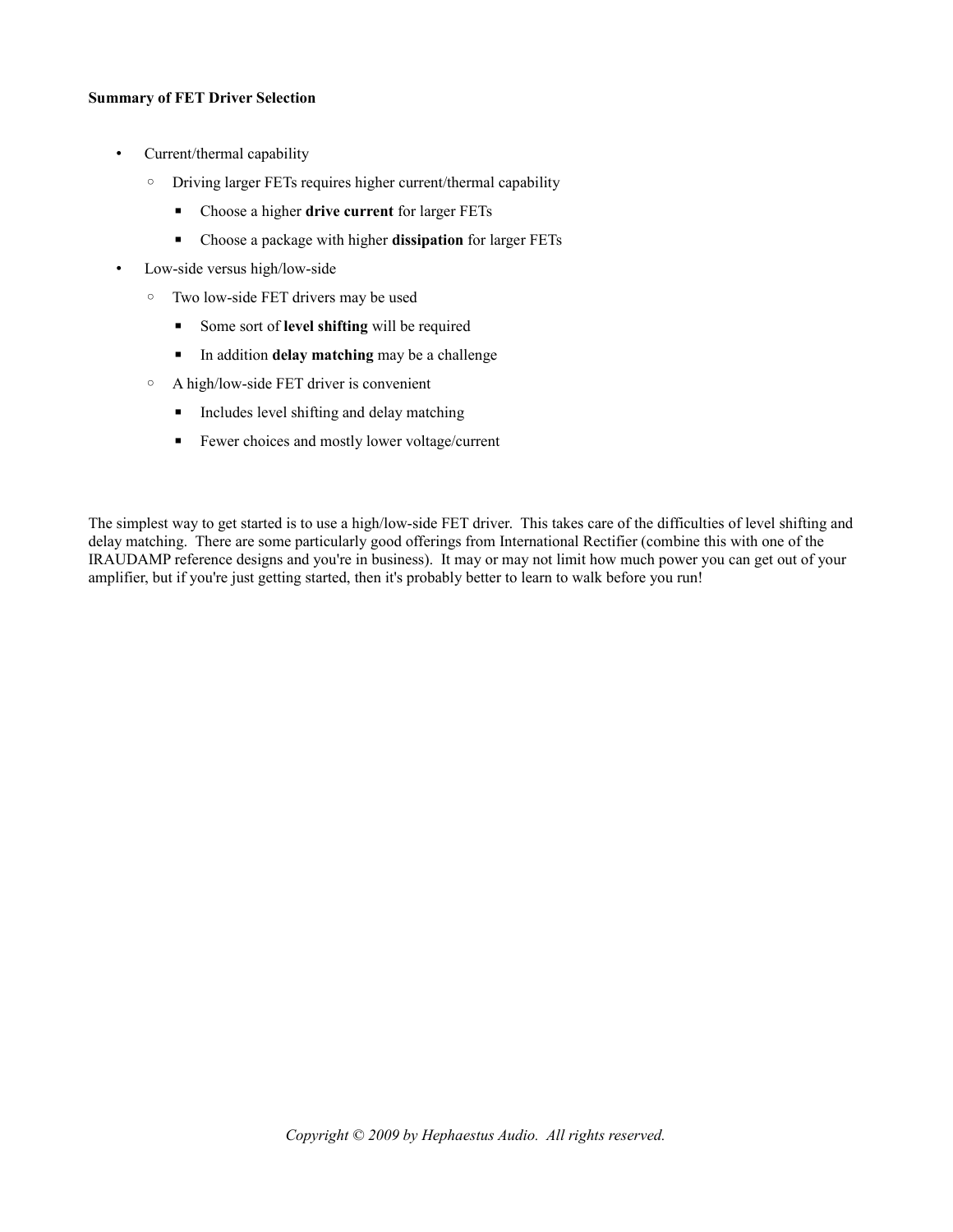**Summary of FET Driver Selection**

- Current/thermal capability
  - Driving larger FETs requires higher current/thermal capability
    - Choose a higher **drive current** for larger FETs
    - Choose a package with higher **dissipation** for larger FETs
- Low-side versus high/low-side
  - Two low-side FET drivers may be used
    - Some sort of **level shifting** will be required
    - In addition **delay matching** may be a challenge
  - A high/low-side FET driver is convenient
    - Includes level shifting and delay matching
    - Fewer choices and mostly lower voltage/current

The simplest way to get started is to use a high/low-side FET driver. This takes care of the difficulties of level shifting and delay matching. There are some particularly good offerings from International Rectifier (combine this with one of the IRAUDAMP reference designs and you're in business). It may or may not limit how much power you can get out of your amplifier, but if you're just getting started, then it's probably better to learn to walk before you run!

*Copyright © 2009 by Hephaestus Audio. All rights reserved.*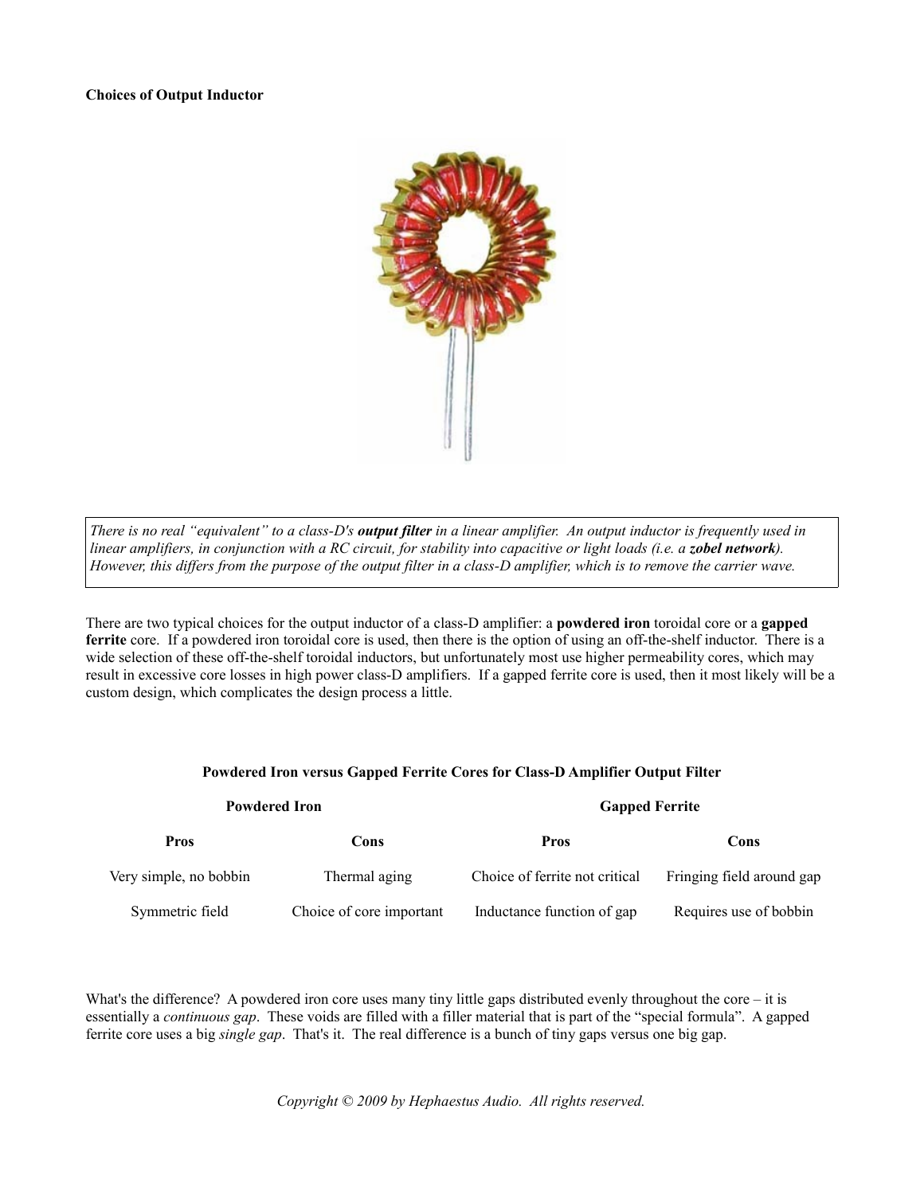**Choices of Output Inductor**

> *There is no real "equivalent" to a class-D's* ***output filter*** *in a linear amplifier. An output inductor is frequently used in linear amplifiers, in conjunction with a RC circuit, for stability into capacitive or light loads (i.e. a* ***zobel network****). However, this differs from the purpose of the output filter in a class-D amplifier, which is to remove the carrier wave.*

There are two typical choices for the output inductor of a class-D amplifier: a **powdered iron** toroidal core or a **gapped ferrite** core. If a powdered iron toroidal core is used, then there is the option of using an off-the-shelf inductor. There is a wide selection of these off-the-shelf toroidal inductors, but unfortunately most use higher permeability cores, which may result in excessive core losses in high power class-D amplifiers. If a gapped ferrite core is used, then it most likely will be a custom design, which complicates the design process a little.

**Powdered Iron versus Gapped Ferrite Cores for Class-D Amplifier Output Filter**

| Powdered Iron | | Gapped Ferrite | |
|---|---|---|---|
| **Pros** | **Cons** | **Pros** | **Cons** |
| Very simple, no bobbin | Thermal aging | Choice of ferrite not critical | Fringing field around gap |
| Symmetric field | Choice of core important | Inductance function of gap | Requires use of bobbin |

What's the difference? A powdered iron core uses many tiny little gaps distributed evenly throughout the core – it is essentially a *continuous gap*. These voids are filled with a filler material that is part of the "special formula". A gapped ferrite core uses a big *single gap*. That's it. The real difference is a bunch of tiny gaps versus one big gap.

*Copyright © 2009 by Hephaestus Audio. All rights reserved.*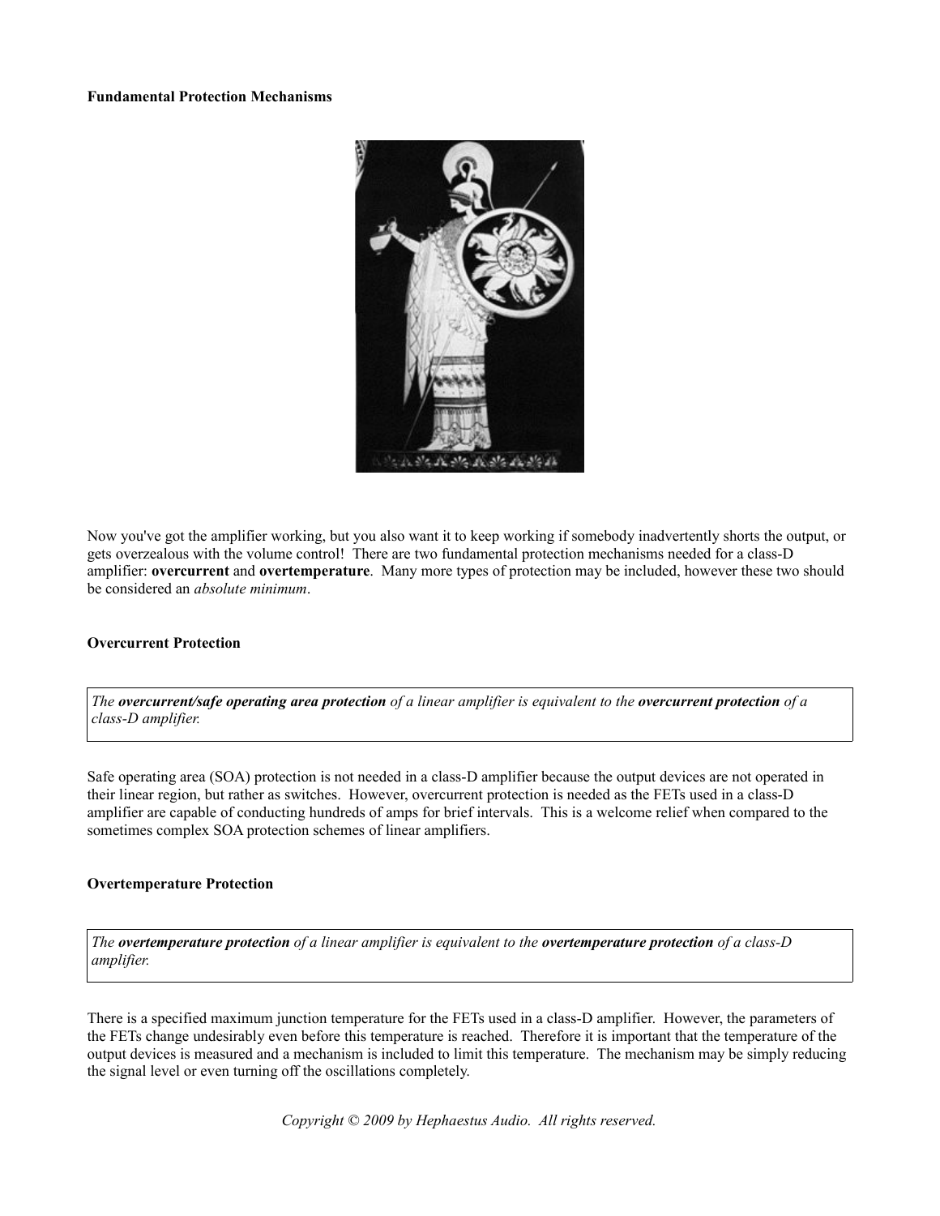**Fundamental Protection Mechanisms**

Now you've got the amplifier working, but you also want it to keep working if somebody inadvertently shorts the output, or gets overzealous with the volume control! There are two fundamental protection mechanisms needed for a class-D amplifier: **overcurrent** and **overtemperature**. Many more types of protection may be included, however these two should be considered an *absolute minimum*.

**Overcurrent Protection**

> *The **overcurrent/safe operating area protection** of a linear amplifier is equivalent to the **overcurrent protection** of a class-D amplifier.*

Safe operating area (SOA) protection is not needed in a class-D amplifier because the output devices are not operated in their linear region, but rather as switches. However, overcurrent protection is needed as the FETs used in a class-D amplifier are capable of conducting hundreds of amps for brief intervals. This is a welcome relief when compared to the sometimes complex SOA protection schemes of linear amplifiers.

**Overtemperature Protection**

> *The **overtemperature protection** of a linear amplifier is equivalent to the **overtemperature protection** of a class-D amplifier.*

There is a specified maximum junction temperature for the FETs used in a class-D amplifier. However, the parameters of the FETs change undesirably even before this temperature is reached. Therefore it is important that the temperature of the output devices is measured and a mechanism is included to limit this temperature. The mechanism may be simply reducing the signal level or even turning off the oscillations completely.

*Copyright © 2009 by Hephaestus Audio. All rights reserved.*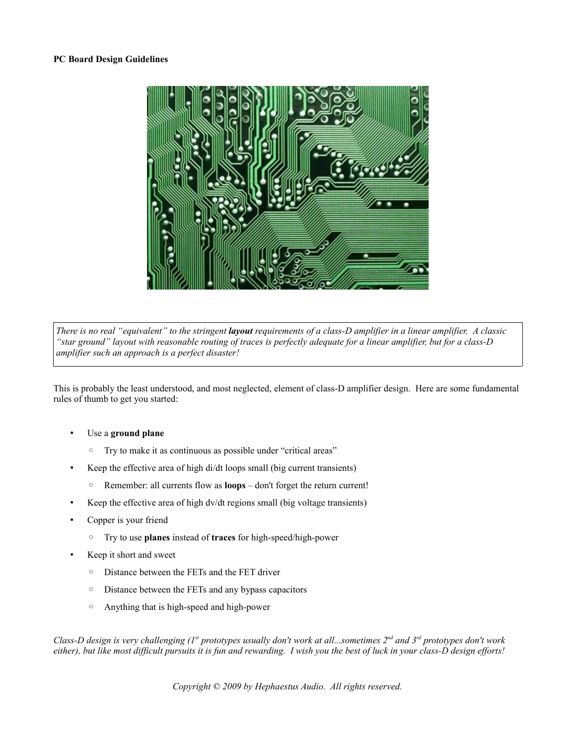**PC Board Design Guidelines**

*There is no real "equivalent" to the stringent* ***layout*** *requirements of a class-D amplifier in a linear amplifier. A classic "star ground" layout with reasonable routing of traces is perfectly adequate for a linear amplifier, but for a class-D amplifier such an approach is a perfect disaster!*

This is probably the least understood, and most neglected, element of class-D amplifier design. Here are some fundamental rules of thumb to get you started:

- Use a **ground plane**
  - Try to make it as continuous as possible under "critical areas"
- Keep the effective area of high di/dt loops small (big current transients)
  - Remember: all currents flow as **loops** – don't forget the return current!
- Keep the effective area of high dv/dt regions small (big voltage transients)
- Copper is your friend
  - Try to use **planes** instead of **traces** for high-speed/high-power
- Keep it short and sweet
  - Distance between the FETs and the FET driver
  - Distance between the FETs and any bypass capacitors
  - Anything that is high-speed and high-power

*Class-D design is very challenging (1st prototypes usually don't work at all...sometimes 2nd and 3rd prototypes don't work either), but like most difficult pursuits it is fun and rewarding. I wish you the best of luck in your class-D design efforts!*

*Copyright © 2009 by Hephaestus Audio. All rights reserved.*